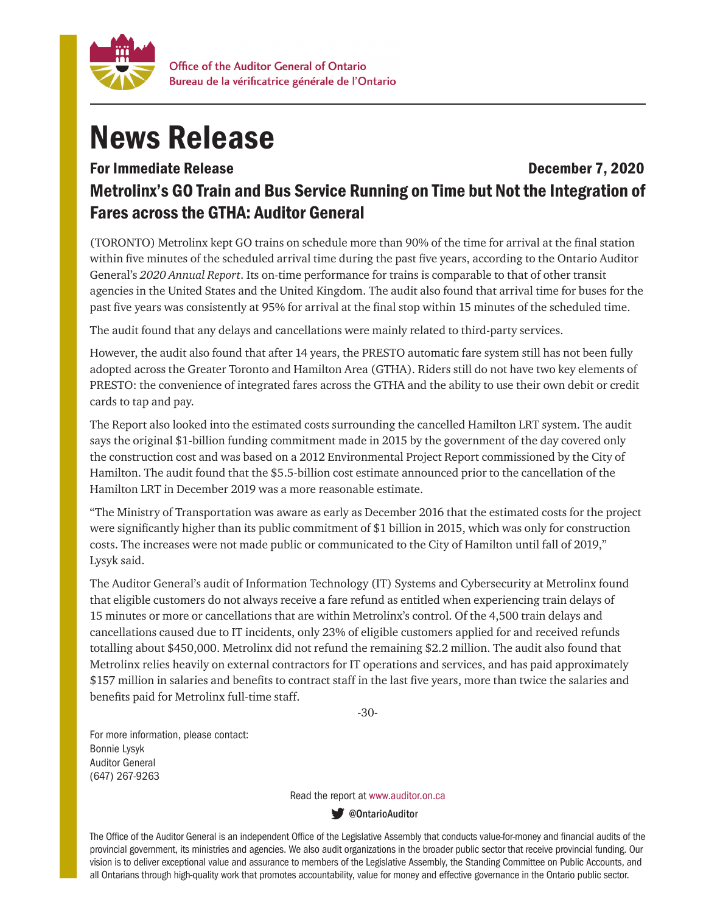Office of the Auditor General of Ontario
Bureau de la vérificatrice générale de l'Ontario

# News Release

**For Immediate Release** **December 7, 2020**

## Metrolinx's GO Train and Bus Service Running on Time but Not the Integration of Fares across the GTHA: Auditor General

(TORONTO) Metrolinx kept GO trains on schedule more than 90% of the time for arrival at the final station within five minutes of the scheduled arrival time during the past five years, according to the Ontario Auditor General's *2020 Annual Report*. Its on-time performance for trains is comparable to that of other transit agencies in the United States and the United Kingdom. The audit also found that arrival time for buses for the past five years was consistently at 95% for arrival at the final stop within 15 minutes of the scheduled time.

The audit found that any delays and cancellations were mainly related to third-party services.

However, the audit also found that after 14 years, the PRESTO automatic fare system still has not been fully adopted across the Greater Toronto and Hamilton Area (GTHA). Riders still do not have two key elements of PRESTO: the convenience of integrated fares across the GTHA and the ability to use their own debit or credit cards to tap and pay.

The Report also looked into the estimated costs surrounding the cancelled Hamilton LRT system. The audit says the original $1-billion funding commitment made in 2015 by the government of the day covered only the construction cost and was based on a 2012 Environmental Project Report commissioned by the City of Hamilton. The audit found that the $5.5-billion cost estimate announced prior to the cancellation of the Hamilton LRT in December 2019 was a more reasonable estimate.

"The Ministry of Transportation was aware as early as December 2016 that the estimated costs for the project were significantly higher than its public commitment of $1 billion in 2015, which was only for construction costs. The increases were not made public or communicated to the City of Hamilton until fall of 2019," Lysyk said.

The Auditor General's audit of Information Technology (IT) Systems and Cybersecurity at Metrolinx found that eligible customers do not always receive a fare refund as entitled when experiencing train delays of 15 minutes or more or cancellations that are within Metrolinx's control. Of the 4,500 train delays and cancellations caused due to IT incidents, only 23% of eligible customers applied for and received refunds totalling about $450,000. Metrolinx did not refund the remaining $2.2 million. The audit also found that Metrolinx relies heavily on external contractors for IT operations and services, and has paid approximately $157 million in salaries and benefits to contract staff in the last five years, more than twice the salaries and benefits paid for Metrolinx full-time staff.

-30-

For more information, please contact:
Bonnie Lysyk
Auditor General
(647) 267-9263

Read the report at www.auditor.on.ca

@OntarioAuditor

The Office of the Auditor General is an independent Office of the Legislative Assembly that conducts value-for-money and financial audits of the provincial government, its ministries and agencies. We also audit organizations in the broader public sector that receive provincial funding. Our vision is to deliver exceptional value and assurance to members of the Legislative Assembly, the Standing Committee on Public Accounts, and all Ontarians through high-quality work that promotes accountability, value for money and effective governance in the Ontario public sector.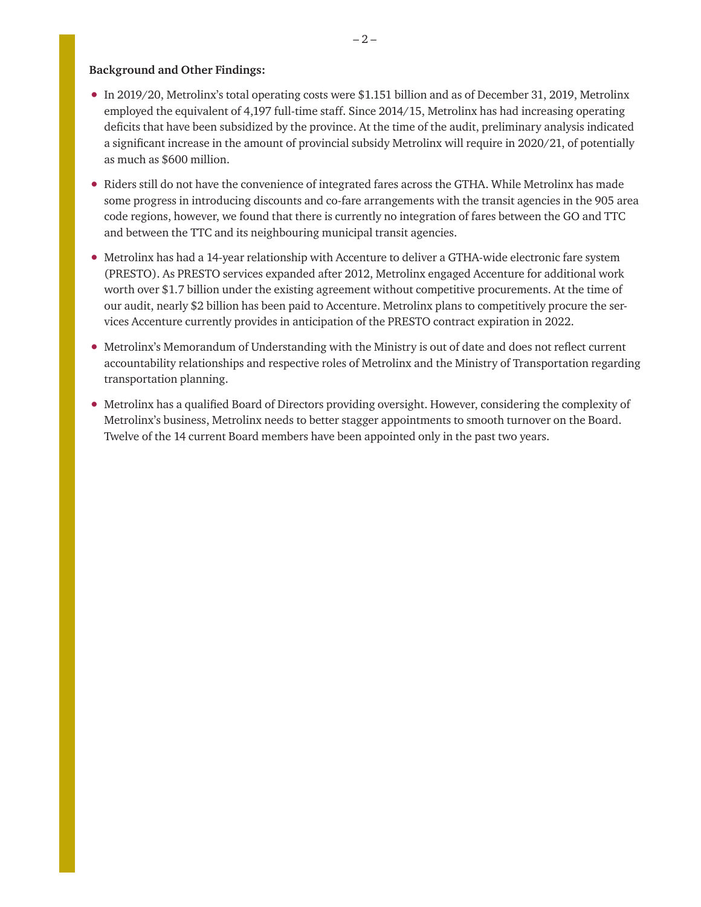**Background and Other Findings:**

- In 2019/20, Metrolinx's total operating costs were $1.151 billion and as of December 31, 2019, Metrolinx employed the equivalent of 4,197 full-time staff. Since 2014/15, Metrolinx has had increasing operating deficits that have been subsidized by the province. At the time of the audit, preliminary analysis indicated a significant increase in the amount of provincial subsidy Metrolinx will require in 2020/21, of potentially as much as $600 million.

- Riders still do not have the convenience of integrated fares across the GTHA. While Metrolinx has made some progress in introducing discounts and co-fare arrangements with the transit agencies in the 905 area code regions, however, we found that there is currently no integration of fares between the GO and TTC and between the TTC and its neighbouring municipal transit agencies.

- Metrolinx has had a 14-year relationship with Accenture to deliver a GTHA-wide electronic fare system (PRESTO). As PRESTO services expanded after 2012, Metrolinx engaged Accenture for additional work worth over $1.7 billion under the existing agreement without competitive procurements. At the time of our audit, nearly $2 billion has been paid to Accenture. Metrolinx plans to competitively procure the services Accenture currently provides in anticipation of the PRESTO contract expiration in 2022.

- Metrolinx's Memorandum of Understanding with the Ministry is out of date and does not reflect current accountability relationships and respective roles of Metrolinx and the Ministry of Transportation regarding transportation planning.

- Metrolinx has a qualified Board of Directors providing oversight. However, considering the complexity of Metrolinx's business, Metrolinx needs to better stagger appointments to smooth turnover on the Board. Twelve of the 14 current Board members have been appointed only in the past two years.